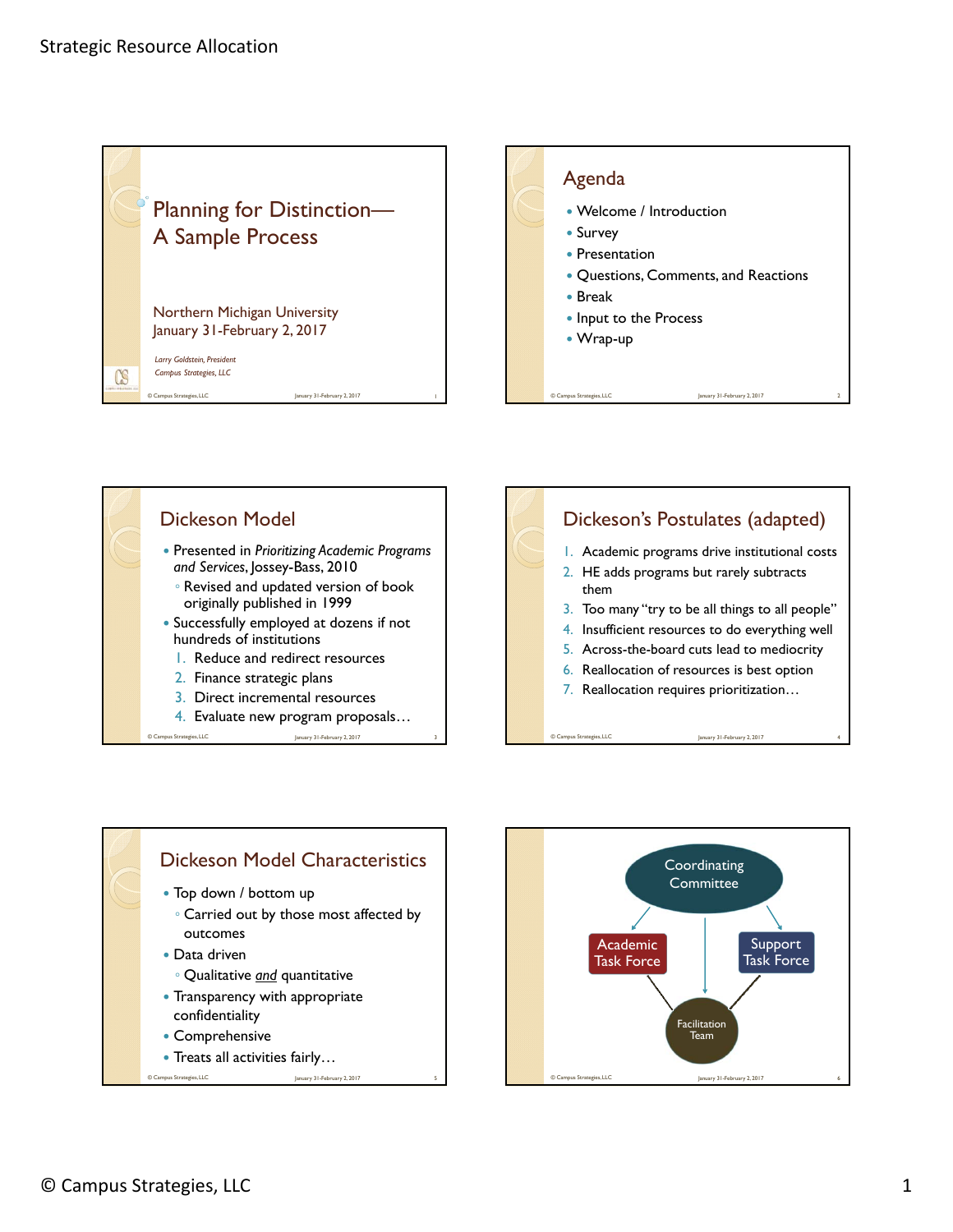Strategic Resource Allocation

## Planning for Distinction— A Sample Process

Northern Michigan University
January 31-February 2, 2017

*Larry Goldstein, President*
*Campus Strategies, LLC*

## Agenda

- Welcome / Introduction
- Survey
- Presentation
- Questions, Comments, and Reactions
- Break
- Input to the Process
- Wrap-up

## Dickeson Model

- Presented in *Prioritizing Academic Programs and Services*, Jossey-Bass, 2010
  - Revised and updated version of book originally published in 1999
- Successfully employed at dozens if not hundreds of institutions
  1. Reduce and redirect resources
  2. Finance strategic plans
  3. Direct incremental resources
  4. Evaluate new program proposals…

## Dickeson's Postulates (adapted)

1. Academic programs drive institutional costs
2. HE adds programs but rarely subtracts them
3. Too many "try to be all things to all people"
4. Insufficient resources to do everything well
5. Across-the-board cuts lead to mediocrity
6. Reallocation of resources is best option
7. Reallocation requires prioritization…

## Dickeson Model Characteristics

- Top down / bottom up
  - Carried out by those most affected by outcomes
- Data driven
  - Qualitative *and* quantitative
- Transparency with appropriate confidentiality
- Comprehensive
- Treats all activities fairly…

Coordinating Committee

Academic Task Force

Support Task Force

Facilitation Team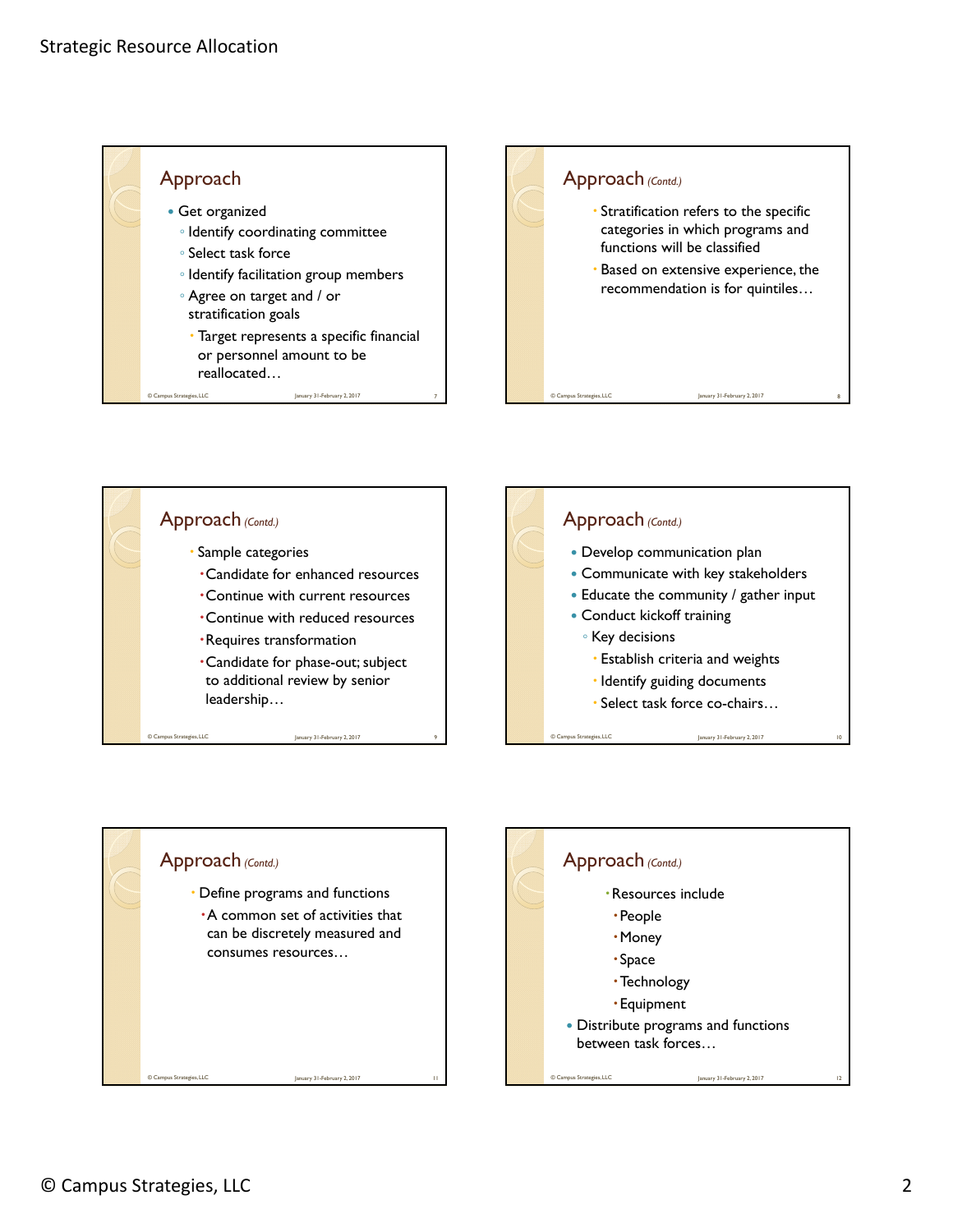## Approach

- Get organized
  - Identify coordinating committee
  - Select task force
  - Identify facilitation group members
  - Agree on target and / or stratification goals
    - Target represents a specific financial or personnel amount to be reallocated…

## Approach *(Contd.)*

- Stratification refers to the specific categories in which programs and functions will be classified
- Based on extensive experience, the recommendation is for quintiles…

## Approach *(Contd.)*

- Sample categories
  - Candidate for enhanced resources
  - Continue with current resources
  - Continue with reduced resources
  - Requires transformation
  - Candidate for phase-out; subject to additional review by senior leadership…

## Approach *(Contd.)*

- Develop communication plan
- Communicate with key stakeholders
- Educate the community / gather input
- Conduct kickoff training
  - Key decisions
    - Establish criteria and weights
    - Identify guiding documents
    - Select task force co-chairs…

## Approach *(Contd.)*

- Define programs and functions
  - A common set of activities that can be discretely measured and consumes resources…

## Approach *(Contd.)*

- Resources include
  - People
  - Money
  - Space
  - Technology
  - Equipment
- Distribute programs and functions between task forces…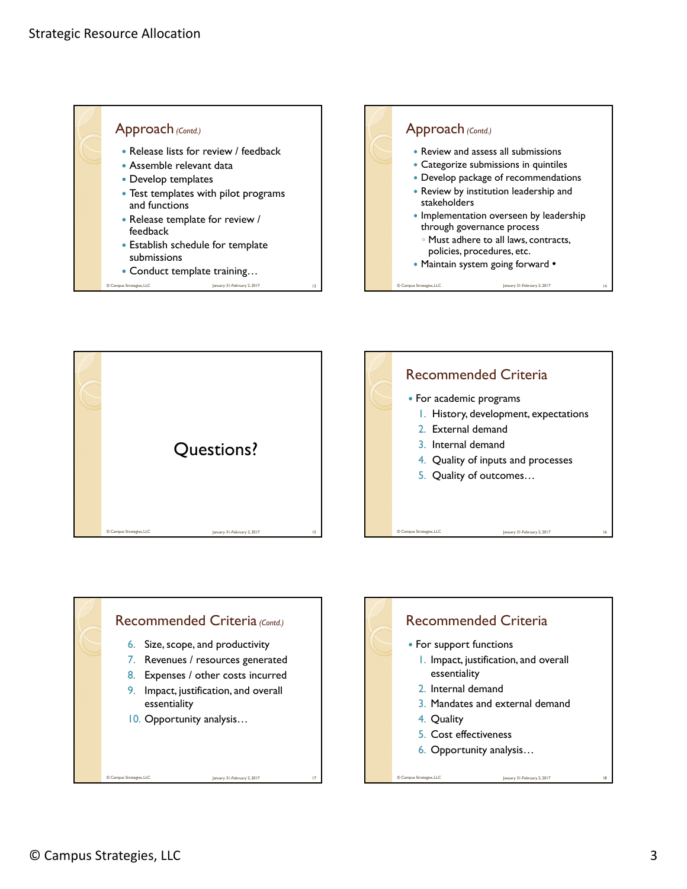## Approach *(Contd.)*

- Release lists for review / feedback
- Assemble relevant data
- Develop templates
- Test templates with pilot programs and functions
- Release template for review / feedback
- Establish schedule for template submissions
- Conduct template training…

## Approach *(Contd.)*

- Review and assess all submissions
- Categorize submissions in quintiles
- Develop package of recommendations
- Review by institution leadership and stakeholders
- Implementation overseen by leadership through governance process
  - Must adhere to all laws, contracts, policies, procedures, etc.
- Maintain system going forward •

## Questions?

## Recommended Criteria

- For academic programs
  1. History, development, expectations
  2. External demand
  3. Internal demand
  4. Quality of inputs and processes
  5. Quality of outcomes…

## Recommended Criteria *(Contd.)*

6. Size, scope, and productivity
7. Revenues / resources generated
8. Expenses / other costs incurred
9. Impact, justification, and overall essentiality
10. Opportunity analysis…

## Recommended Criteria

- For support functions
  1. Impact, justification, and overall essentiality
  2. Internal demand
  3. Mandates and external demand
  4. Quality
  5. Cost effectiveness
  6. Opportunity analysis…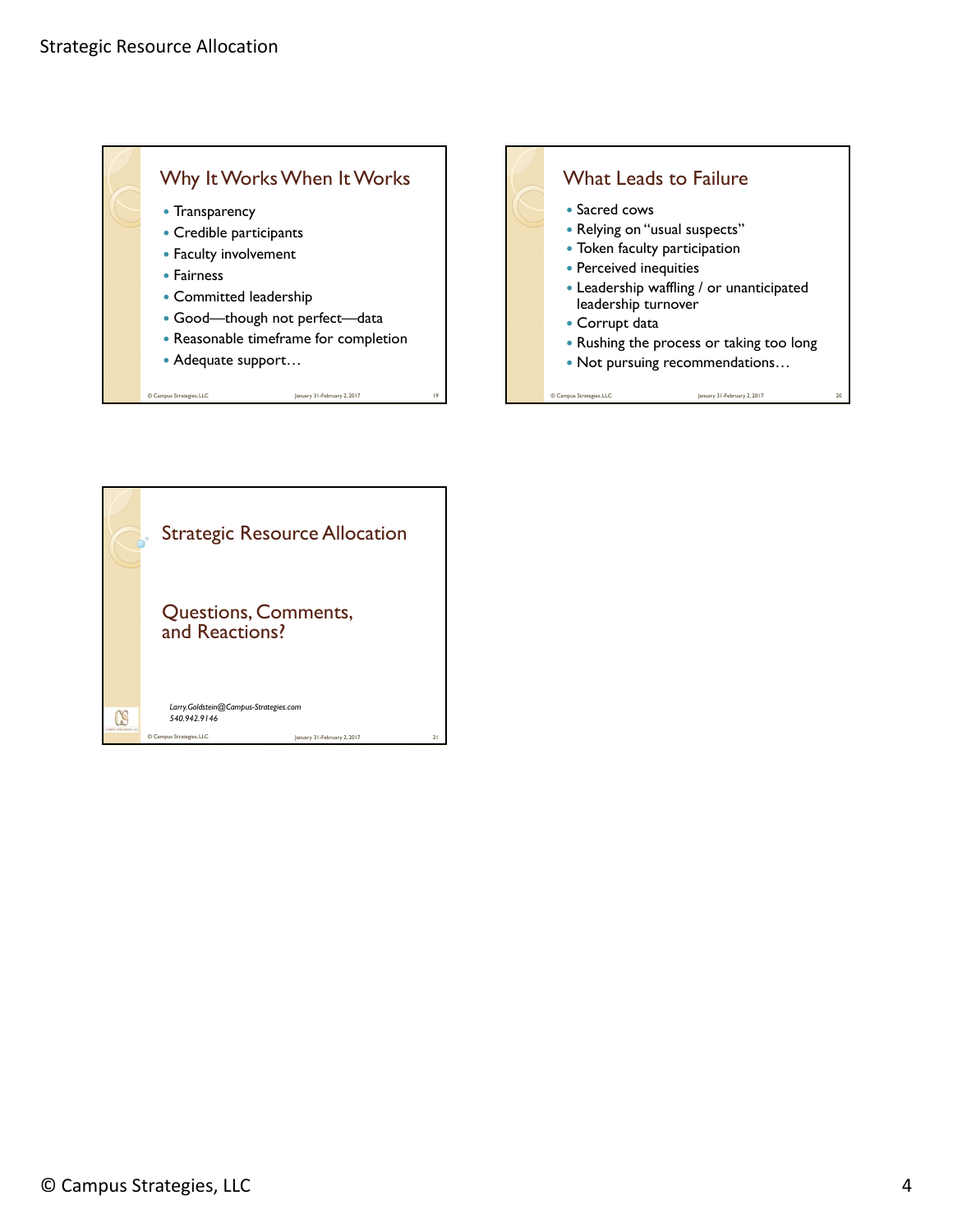## Why It Works When It Works

- Transparency
- Credible participants
- Faculty involvement
- Fairness
- Committed leadership
- Good—though not perfect—data
- Reasonable timeframe for completion
- Adequate support…

## What Leads to Failure

- Sacred cows
- Relying on "usual suspects"
- Token faculty participation
- Perceived inequities
- Leadership waffling / or unanticipated leadership turnover
- Corrupt data
- Rushing the process or taking too long
- Not pursuing recommendations…

## Strategic Resource Allocation

Questions, Comments, and Reactions?

*Larry.Goldstein@Campus-Strategies.com*
*540.942.9146*